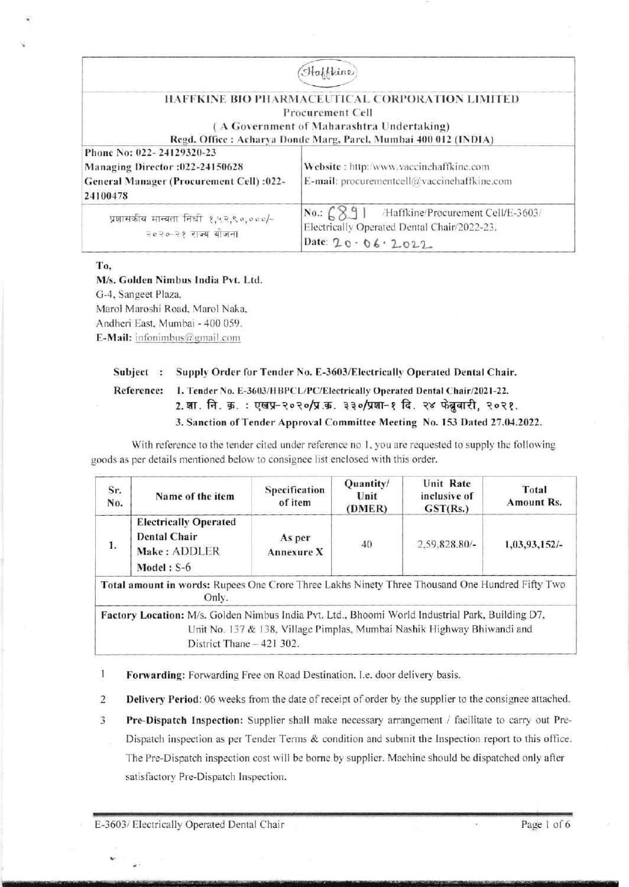(Haffkine logo)

# HAFFKINE BIO PHARMACEUTICAL CORPORATION LIMITED

Procurement Cell

( A Government of Maharashtra Undertaking)

Regd. Office : Acharya Donde Marg, Parel, Mumbai 400 012 (INDIA)

| | |
|---|---|
| Phone No: 022- 24129320-23<br>Managing Director :022-24150628<br>General Manager (Procurement Cell) :022-24100478 | Website : http:/www.vaccinehaffkine.com<br>E-mail: procurementcell@vaccinehaffkine.com |
| प्रशासकीय मान्यता निधी १,५२,९०,०००/-<br>२०२०-२१ राज्य योजना | No.: 6891 /Haffkine/Procurement Cell/E-3603/ Electrically Operated Dental Chair/2022-23.<br>Date: 20.06.2022 |

To,

**M/s. Golden Nimbus India Pvt. Ltd.**
G-4, Sangeet Plaza,
Marol Maroshi Road, Marol Naka,
Andheri East, Mumbai - 400 059.
**E-Mail:** infonimbus@gmail.com

**Subject : Supply Order for Tender No. E-3603/Electrically Operated Dental Chair.**

**Reference: 1. Tender No. E-3603/HBPCL/PC/Electrically Operated Dental Chair/2021-22.**
**2. शा. नि. क्र. : एखप्र-२०२०/प्र.क्र. ३३०/प्रशा-१ दि. २४ फेब्रुवारी, २०२१.**
**3. Sanction of Tender Approval Committee Meeting No. 153 Dated 27.04.2022.**

With reference to the tender cited under reference no 1, you are requested to supply the following goods as per details mentioned below to consignee list enclosed with this order.

| Sr. No. | Name of the item | Specification of item | Quantity/ Unit (DMER) | Unit Rate inclusive of GST(Rs.) | Total Amount Rs. |
|---|---|---|---|---|---|
| 1. | **Electrically Operated Dental Chair**<br>**Make :** ADDLER<br>**Model :** S-6 | As per **Annexure X** | 40 | 2,59,828.80/- | **1,03,93,152/-** |
| **Total amount in words:** Rupees One Crore Three Lakhs Ninety Three Thousand One Hundred Fifty Two Only. | | | | | |
| **Factory Location:** M/s. Golden Nimbus India Pvt. Ltd., Bhoomi World Industrial Park, Building D7, Unit No. 137 & 138, Village Pimplas, Mumbai Nashik Highway Bhiwandi and District Thane – 421 302. | | | | | |

1 **Forwarding:** Forwarding Free on Road Destination. I.e. door delivery basis.

2 **Delivery Period:** 06 weeks from the date of receipt of order by the supplier to the consignee attached.

3 **Pre-Dispatch Inspection:** Supplier shall make necessary arrangement / facilitate to carry out Pre-Dispatch inspection as per Tender Terms & condition and submit the Inspection report to this office. The Pre-Dispatch inspection cost will be borne by supplier. Machine should be dispatched only after satisfactory Pre-Dispatch Inspection.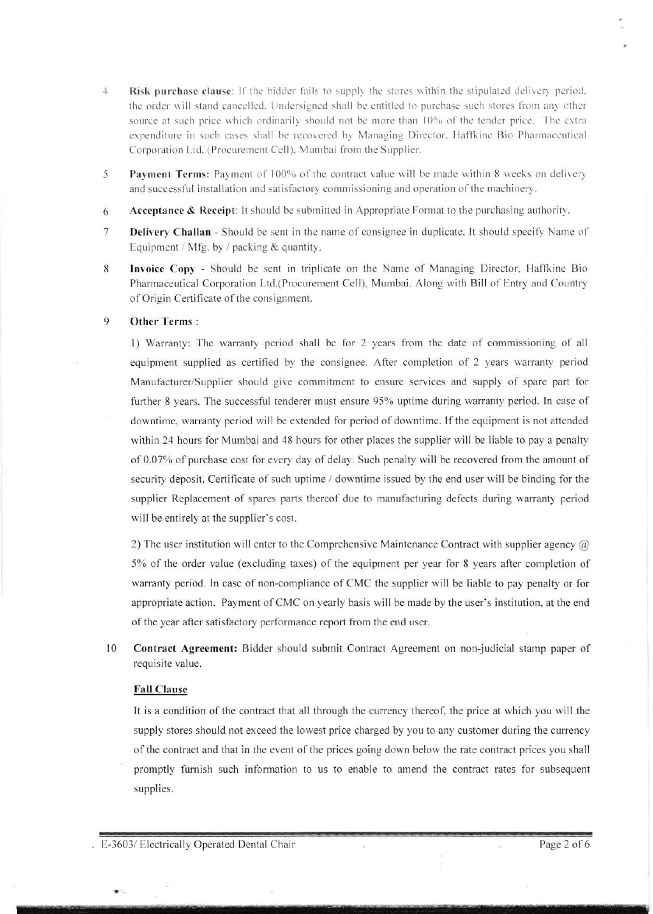4 **Risk purchase clause**: If the bidder fails to supply the stores within the stipulated delivery period, the order will stand cancelled. Undersigned shall be entitled to purchase such stores from any other source at such price which ordinarily should not be more than 10% of the tender price. The extra expenditure in such cases shall be recovered by Managing Director, Haffkine Bio Pharmaceutical Corporation Ltd. (Procurement Cell), Mumbai from the Supplier.

5 **Payment Terms:** Payment of 100% of the contract value will be made within 8 weeks on delivery and successful installation and satisfactory commissioning and operation of the machinery.

6 **Acceptance & Receipt**: It should be submitted in Appropriate Format to the purchasing authority.

7 **Delivery Challan** - Should be sent in the name of consignee in duplicate. It should specify Name of Equipment / Mfg. by / packing & quantity.

8 **Invoice Copy** - Should be sent in triplicate on the Name of Managing Director, Haffkine Bio Pharmaceutical Corporation Ltd.(Procurement Cell), Mumbai. Along with Bill of Entry and Country of Origin Certificate of the consignment.

9 **Other Terms** :

1) Warranty: The warranty period shall be for 2 years from the date of commissioning of all equipment supplied as certified by the consignee. After completion of 2 years warranty period Manufacturer/Supplier should give commitment to ensure services and supply of spare part for further 8 years. The successful tenderer must ensure 95% uptime during warranty period. In case of downtime, warranty period will be extended for period of downtime. If the equipment is not attended within 24 hours for Mumbai and 48 hours for other places the supplier will be liable to pay a penalty of 0.07% of purchase cost for every day of delay. Such penalty will be recovered from the amount of security deposit. Certificate of such uptime / downtime issued by the end user will be binding for the supplier Replacement of spares parts thereof due to manufacturing defects during warranty period will be entirely at the supplier's cost.

2) The user institution will enter to the Comprehensive Maintenance Contract with supplier agency @ 5% of the order value (excluding taxes) of the equipment per year for 8 years after completion of warranty period. In case of non-compliance of CMC the supplier will be liable to pay penalty or for appropriate action. Payment of CMC on yearly basis will be made by the user's institution, at the end of the year after satisfactory performance report from the end user.

10 **Contract Agreement:** Bidder should submit Contract Agreement on non-judicial stamp paper of requisite value.

**Fall Clause**

It is a condition of the contract that all through the currency thereof, the price at which you will the supply stores should not exceed the lowest price charged by you to any customer during the currency of the contract and that in the event of the prices going down below the rate contract prices you shall promptly furnish such information to us to enable to amend the contract rates for subsequent supplies.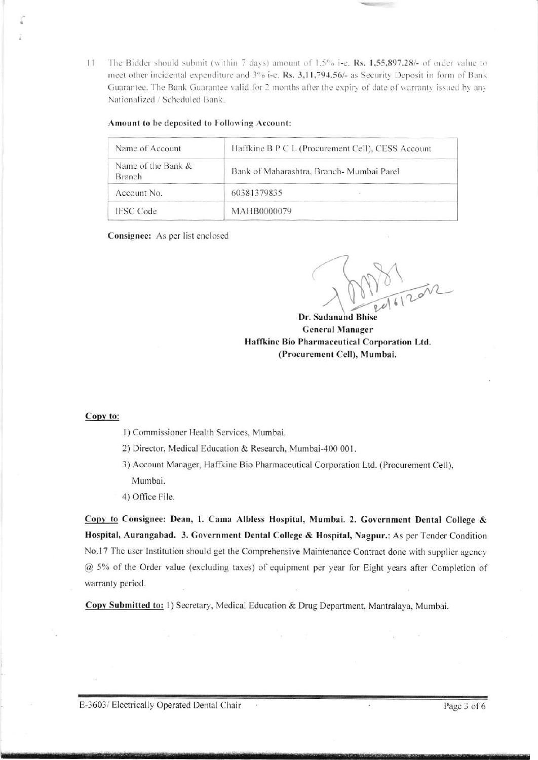11 The Bidder should submit (within 7 days) amount of 1.5% i-e. **Rs. 1,55,897.28/-** of order value to meet other incidental expenditure and 3% i-e. **Rs. 3,11,794.56/-** as Security Deposit in form of Bank Guarantee. The Bank Guarantee valid for 2 months after the expiry of date of warranty issued by any Nationalized / Scheduled Bank.

**Amount to be deposited to Following Account:**

| Name of Account | Haffkine B P C L (Procurement Cell), CESS Account |
|---|---|
| Name of the Bank & Branch | Bank of Maharashtra, Branch- Mumbai Parel |
| Account No. | 60381379835 |
| IFSC Code | MAHB0000079 |

**Consignee:** As per list enclosed

24/6/2022

**Dr. Sadanand Bhise**
**General Manager**
**Haffkine Bio Pharmaceutical Corporation Ltd.**
**(Procurement Cell), Mumbai.**

**Copy to:**

1) Commissioner Health Services, Mumbai.
2) Director, Medical Education & Research, Mumbai-400 001.
3) Account Manager, Haffkine Bio Pharmaceutical Corporation Ltd. (Procurement Cell), Mumbai.
4) Office File.

**Copy to Consignee: Dean, 1. Cama Albless Hospital, Mumbai. 2. Government Dental College & Hospital, Aurangabad. 3. Government Dental College & Hospital, Nagpur.:** As per Tender Condition No.17 The user Institution should get the Comprehensive Maintenance Contract done with supplier agency @ 5% of the Order value (excluding taxes) of equipment per year for Eight years after Completion of warranty period.

**Copy Submitted to:** 1) Secretary, Medical Education & Drug Department, Mantralaya, Mumbai.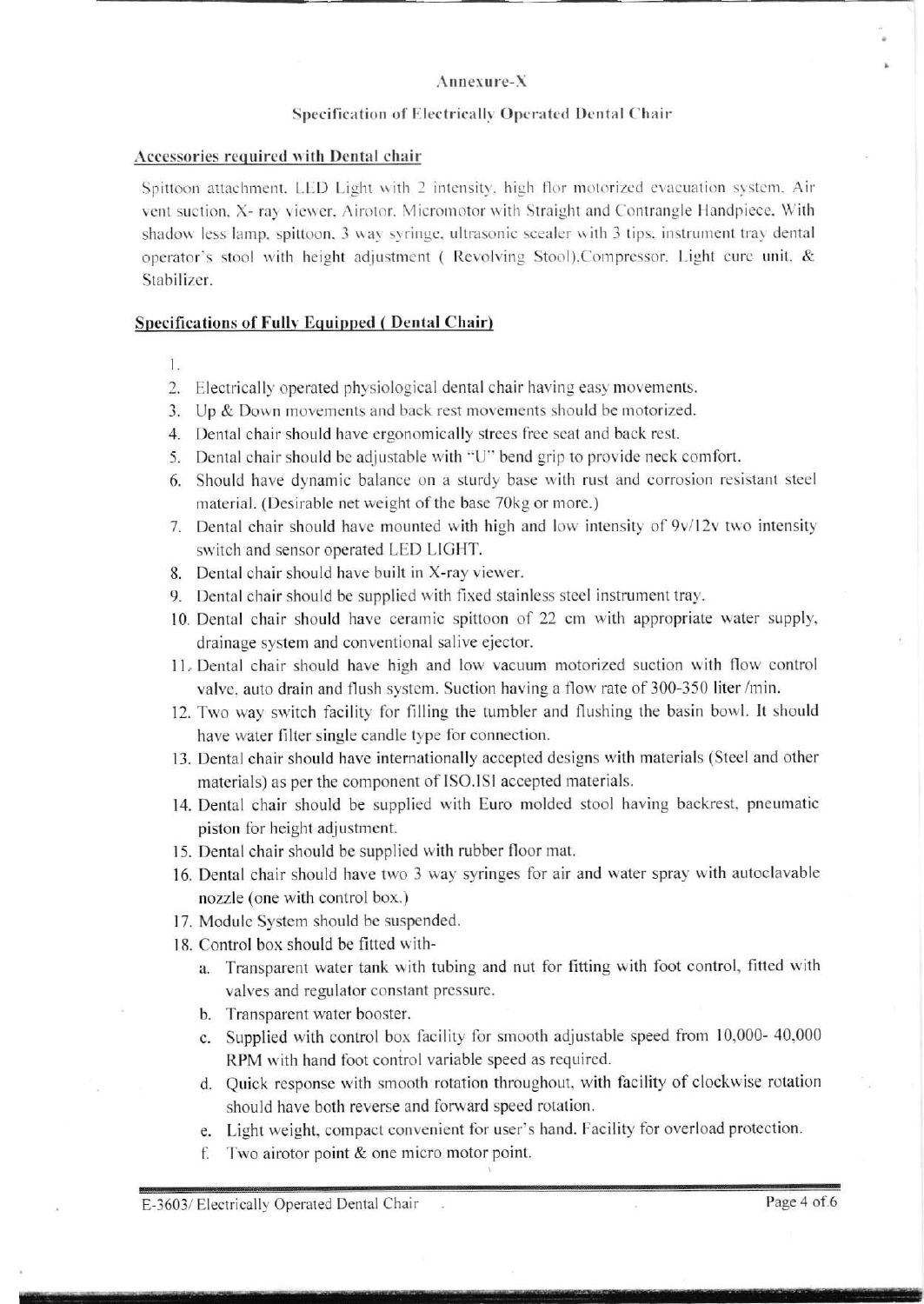Annexure-X

## Specification of Electrically Operated Dental Chair

### Accessories required with Dental chair

Spittoon attachment, LED Light with 2 intensity, high flor motorized evacuation system, Air vent suction, X- ray viewer, Airotor, Micromotor with Straight and Contrangle Handpiece. With shadow less lamp, spittoon, 3 way syringe, ultrasonic sceaier with 3 tips, instrument tray dental operator's stool with height adjustment ( Revolving Stool).Compressor. Light cure unit, & Stabilizer.

### Specifications of Fully Equipped ( Dental Chair)

1. 
2. Electrically operated physiological dental chair having easy movements.
3. Up & Down movements and back rest movements should be motorized.
4. Dental chair should have ergonomically strees free seat and back rest.
5. Dental chair should be adjustable with "U" bend grip to provide neck comfort.
6. Should have dynamic balance on a sturdy base with rust and corrosion resistant steel material. (Desirable net weight of the base 70kg or more.)
7. Dental chair should have mounted with high and low intensity of 9v/12v two intensity switch and sensor operated LED LIGHT.
8. Dental chair should have built in X-ray viewer.
9. Dental chair should be supplied with fixed stainless steel instrument tray.
10. Dental chair should have ceramic spittoon of 22 cm with appropriate water supply, drainage system and conventional salive ejector.
11. Dental chair should have high and low vacuum motorized suction with flow control valve, auto drain and flush system. Suction having a flow rate of 300-350 liter /min.
12. Two way switch facility for filling the tumbler and flushing the basin bowl. It should have water filter single candle type for connection.
13. Dental chair should have internationally accepted designs with materials (Steel and other materials) as per the component of ISO.ISI accepted materials.
14. Dental chair should be supplied with Euro molded stool having backrest, pneumatic piston for height adjustment.
15. Dental chair should be supplied with rubber floor mat.
16. Dental chair should have two 3 way syringes for air and water spray with autoclavable nozzle (one with control box.)
17. Module System should be suspended.
18. Control box should be fitted with-
    a. Transparent water tank with tubing and nut for fitting with foot control, fitted with valves and regulator constant pressure.
    b. Transparent water booster.
    c. Supplied with control box facility for smooth adjustable speed from 10,000- 40,000 RPM with hand foot control variable speed as required.
    d. Quick response with smooth rotation throughout, with facility of clockwise rotation should have both reverse and forward speed rotation.
    e. Light weight, compact convenient for user's hand. Facility for overload protection.
    f. Two airotor point & one micro motor point.

E-3603/ Electrically Operated Dental Chair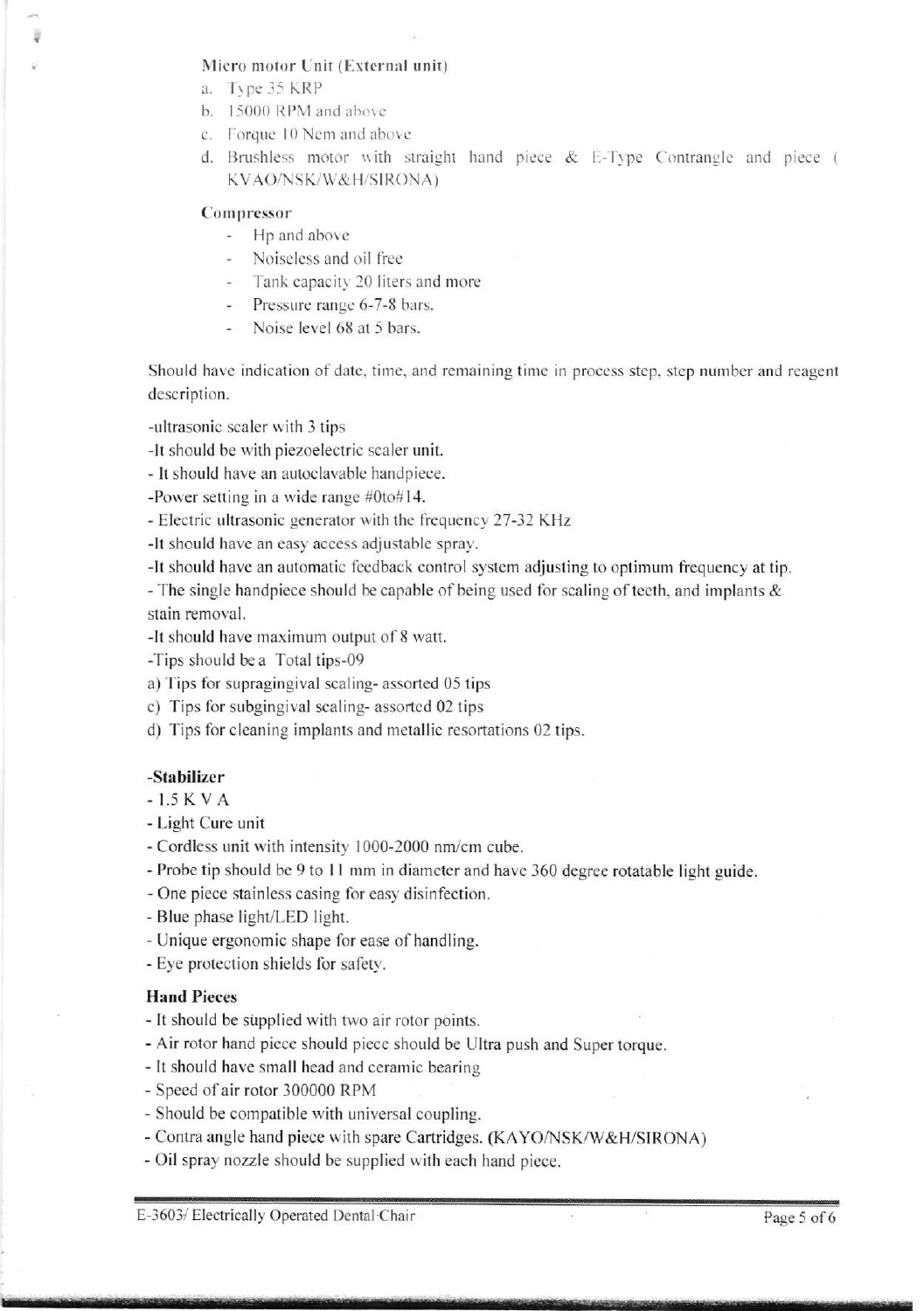Micro motor Unit (External unit)

a. Type 35 KRP
b. 15000 RPM and above
c. Forque 10 Ncm and above
d. Brushless motor with straight hand piece & E-Type Contrangle and piece ( KVAO/NSK/W&H/SIRONA)

Compressor

- Hp and above
- Noiseless and oil free
- Tank capacity 20 liters and more
- Pressure range 6-7-8 bars.
- Noise level 68 at 5 bars.

Should have indication of date, time, and remaining time in process step, step number and reagent description.

-ultrasonic scaler with 3 tips
-It should be with piezoelectric scaler unit.
- It should have an autoclavable handpiece.
-Power setting in a wide range #0to#14.
- Electric ultrasonic generator with the frequency 27-32 KHz
-It should have an easy access adjustable spray.
-It should have an automatic feedback control system adjusting to optimum frequency at tip.
- The single handpiece should be capable of being used for scaling of teeth, and implants & stain removal.
-It should have maximum output of 8 watt.
-Tips should be a Total tips-09
a) Tips for supragingival scaling- assorted 05 tips
c) Tips for subgingival scaling- assorted 02 tips
d) Tips for cleaning implants and metallic resortations 02 tips.

**-Stabilizer**

- 1.5 K V A
- Light Cure unit
- Cordless unit with intensity 1000-2000 nm/cm cube.
- Probe tip should be 9 to 11 mm in diameter and have 360 degree rotatable light guide.
- One piece stainless casing for easy disinfection.
- Blue phase light/LED light.
- Unique ergonomic shape for ease of handling.
- Eye protection shields for safety.

**Hand Pieces**

- It should be supplied with two air rotor points.
- Air rotor hand piece should piece should be Ultra push and Super torque.
- It should have small head and ceramic bearing
- Speed of air rotor 300000 RPM
- Should be compatible with universal coupling.
- Contra angle hand piece with spare Cartridges. (KAYO/NSK/W&H/SIRONA)
- Oil spray nozzle should be supplied with each hand piece.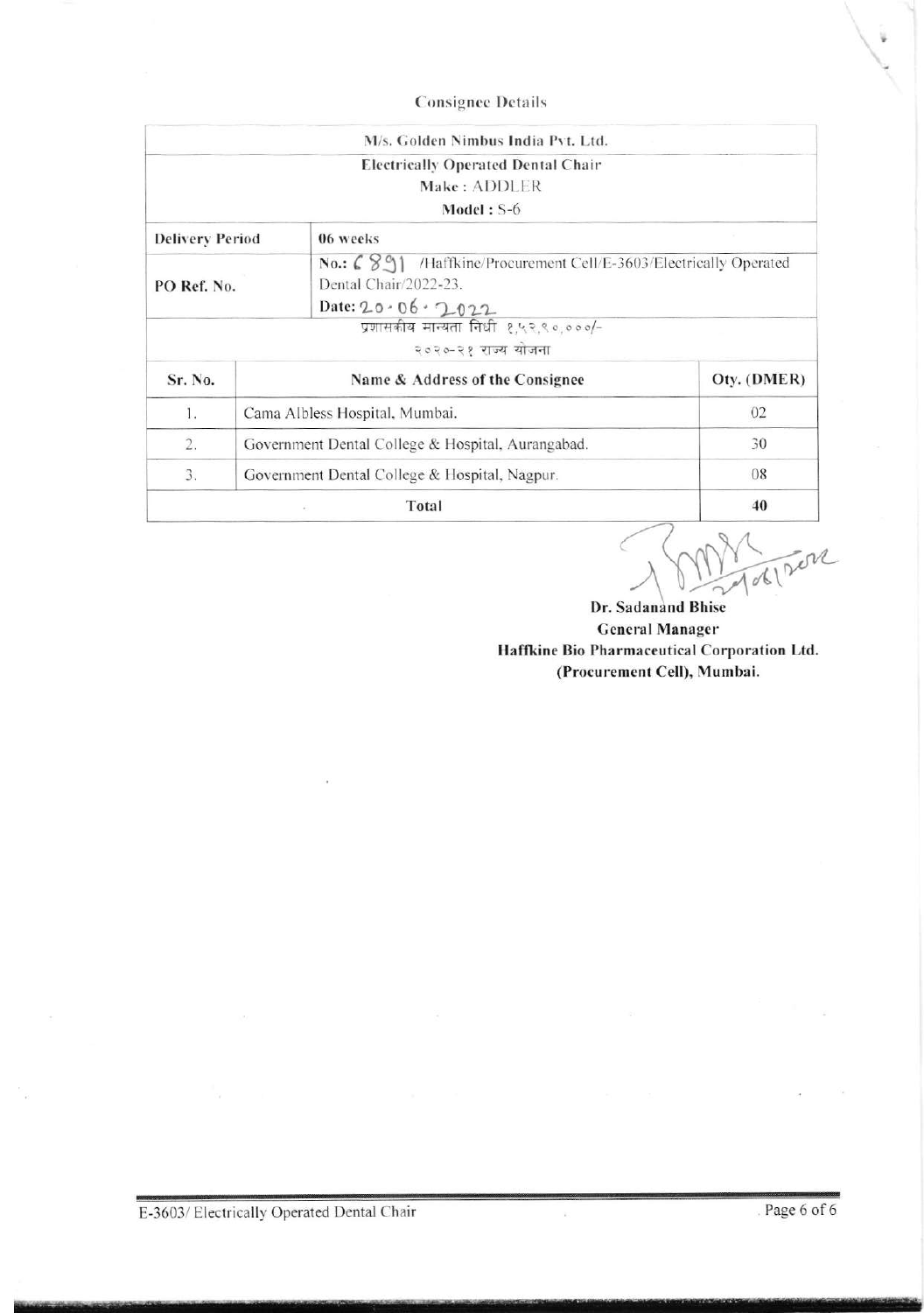Consignee Details

| M/s. Golden Nimbus India Pvt. Ltd. | | |
|---|---|---|
| **Electrically Operated Dental Chair**<br>**Make :** ADDLER<br>**Model :** S-6 | | |
| **Delivery Period** | **06 weeks** | |
| **PO Ref. No.** | **No.:** 6891 /Haffkine/Procurement Cell/E-3603/Electrically Operated Dental Chair/2022-23.<br>**Date:** 20-06-2022 | |
| प्रशासकीय मान्यता निधी १,५२,९०,०००/-<br>२०२०-२१ राज्य योजना | | |
| **Sr. No.** | **Name & Address of the Consignee** | **Qty. (DMER)** |
| 1. | Cama Albless Hospital, Mumbai. | 02 |
| 2. | Government Dental College & Hospital, Aurangabad. | 30 |
| 3. | Government Dental College & Hospital, Nagpur. | 08 |
| | **Total** | **40** |

24/06/2022

**Dr. Sadanand Bhise**
**General Manager**
**Haffkine Bio Pharmaceutical Corporation Ltd.**
**(Procurement Cell), Mumbai.**